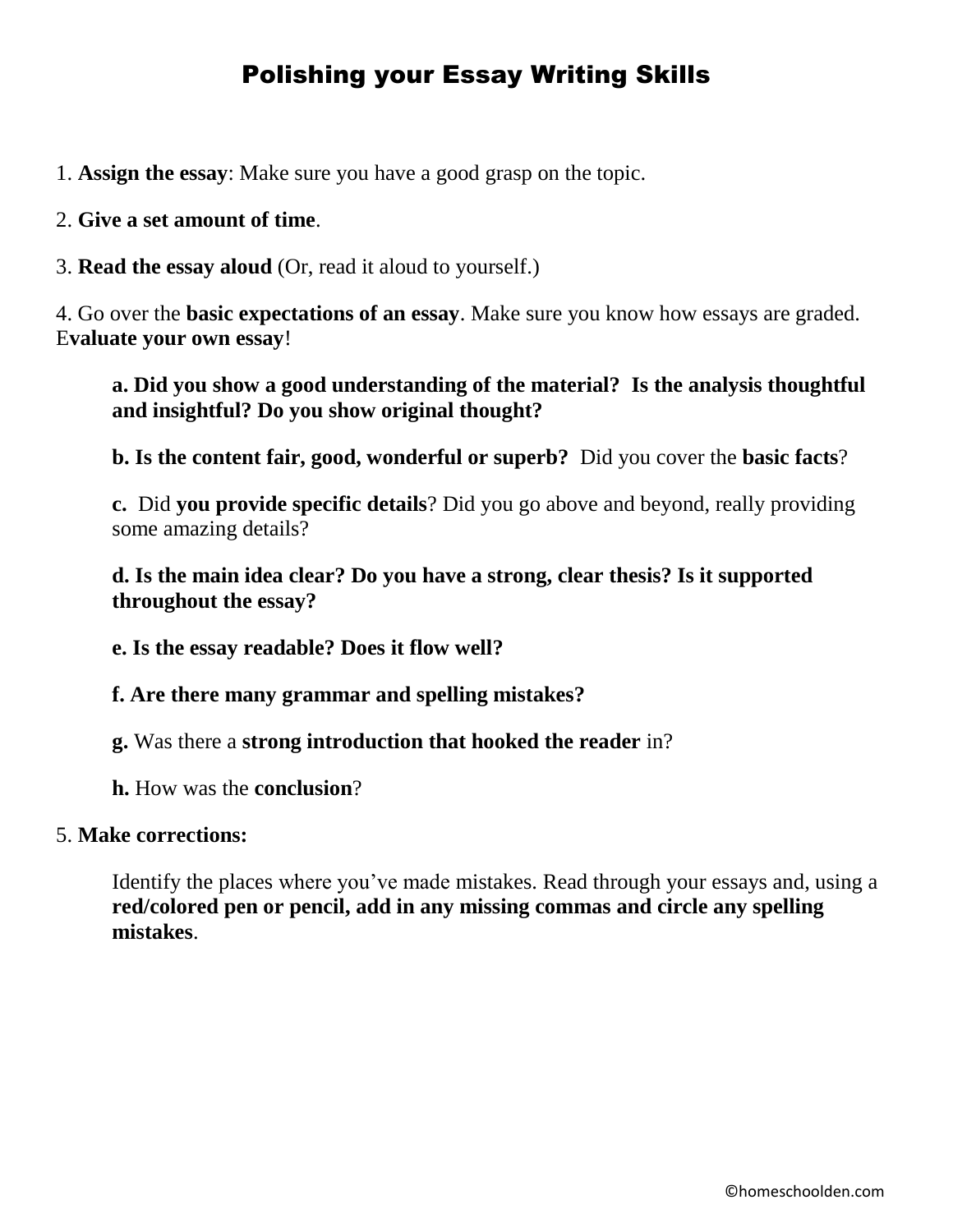# Polishing your Essay Writing Skills

1. **Assign the essay**: Make sure you have a good grasp on the topic.

2. **Give a set amount of time**.

3. **Read the essay aloud** (Or, read it aloud to yourself.)

4. Go over the **basic expectations of an essay**. Make sure you know how essays are graded. E**valuate your own essay**!

   **a. Did you show a good understanding of the material? Is the analysis thoughtful and insightful? Do you show original thought?**

   **b. Is the content fair, good, wonderful or superb?** Did you cover the **basic facts**?

   **c.** Did **you provide specific details**? Did you go above and beyond, really providing some amazing details?

   **d. Is the main idea clear? Do you have a strong, clear thesis? Is it supported throughout the essay?**

   **e. Is the essay readable? Does it flow well?**

   **f. Are there many grammar and spelling mistakes?**

   **g.** Was there a **strong introduction that hooked the reader** in?

   **h.** How was the **conclusion**?

5. **Make corrections:**

   Identify the places where you've made mistakes. Read through your essays and, using a **red/colored pen or pencil, add in any missing commas and circle any spelling mistakes**.

©homeschoolden.com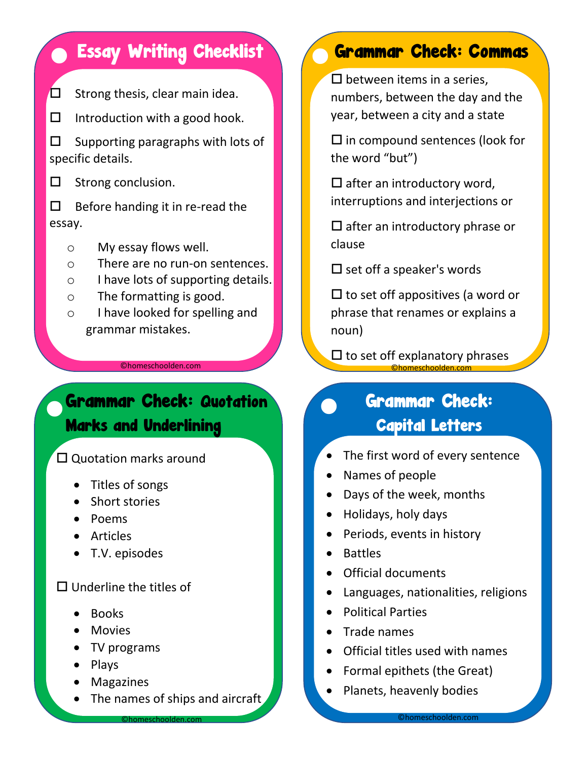## Essay Writing Checklist

☐ Strong thesis, clear main idea.

☐ Introduction with a good hook.

☐ Supporting paragraphs with lots of specific details.

☐ Strong conclusion.

☐ Before handing it in re-read the essay.

- My essay flows well.
- There are no run-on sentences.
- I have lots of supporting details.
- The formatting is good.
- I have looked for spelling and grammar mistakes.

©homeschoolden.com

## Grammar Check: Commas

☐ between items in a series, numbers, between the day and the year, between a city and a state

☐ in compound sentences (look for the word "but")

☐ after an introductory word, interruptions and interjections or

☐ after an introductory phrase or clause

☐ set off a speaker's words

☐ to set off appositives (a word or phrase that renames or explains a noun)

☐ to set off explanatory phrases

©homeschoolden.com

## Grammar Check: Quotation Marks and Underlining

☐ Quotation marks around

- Titles of songs
- Short stories
- Poems
- Articles
- T.V. episodes

☐ Underline the titles of

- Books
- Movies
- TV programs
- Plays
- Magazines
- The names of ships and aircraft

©homeschoolden.com

## Grammar Check: Capital Letters

- The first word of every sentence
- Names of people
- Days of the week, months
- Holidays, holy days
- Periods, events in history
- Battles
- Official documents
- Languages, nationalities, religions
- Political Parties
- Trade names
- Official titles used with names
- Formal epithets (the Great)
- Planets, heavenly bodies

©homeschoolden.com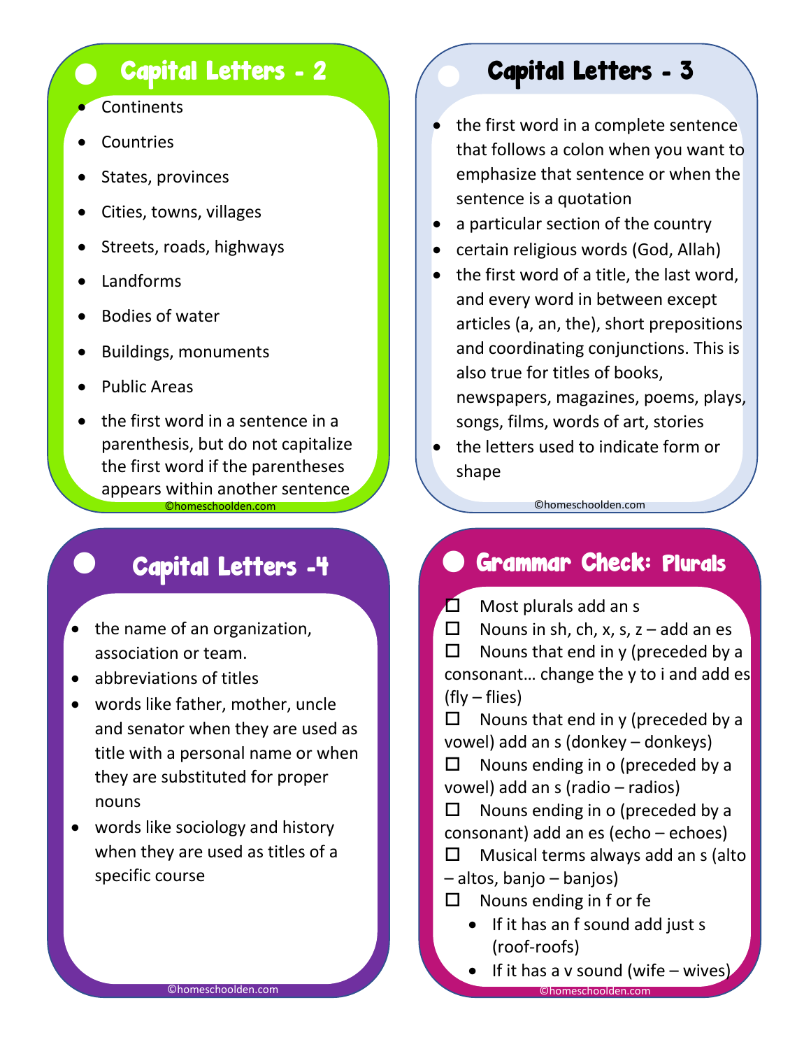## Capital Letters - 2

- Continents
- Countries
- States, provinces
- Cities, towns, villages
- Streets, roads, highways
- Landforms
- Bodies of water
- Buildings, monuments
- Public Areas
- the first word in a sentence in a parenthesis, but do not capitalize the first word if the parentheses appears within another sentence

©homeschoolden.com

## Capital Letters - 3

- the first word in a complete sentence that follows a colon when you want to emphasize that sentence or when the sentence is a quotation
- a particular section of the country
- certain religious words (God, Allah)
- the first word of a title, the last word, and every word in between except articles (a, an, the), short prepositions and coordinating conjunctions. This is also true for titles of books, newspapers, magazines, poems, plays, songs, films, words of art, stories
- the letters used to indicate form or shape

©homeschoolden.com

## Capital Letters -4

- the name of an organization, association or team.
- abbreviations of titles
- words like father, mother, uncle and senator when they are used as title with a personal name or when they are substituted for proper nouns
- words like sociology and history when they are used as titles of a specific course

©homeschoolden.com

## Grammar Check: Plurals

- ☐ Most plurals add an s
- ☐ Nouns in sh, ch, x, s, z – add an es
- ☐ Nouns that end in y (preceded by a consonant… change the y to i and add es (fly – flies)
- ☐ Nouns that end in y (preceded by a vowel) add an s (donkey – donkeys)
- ☐ Nouns ending in o (preceded by a vowel) add an s (radio – radios)
- ☐ Nouns ending in o (preceded by a consonant) add an es (echo – echoes)
- ☐ Musical terms always add an s (alto – altos, banjo – banjos)
- ☐ Nouns ending in f or fe
  - If it has an f sound add just s (roof-roofs)
  - If it has a v sound (wife – wives)

©homeschoolden.com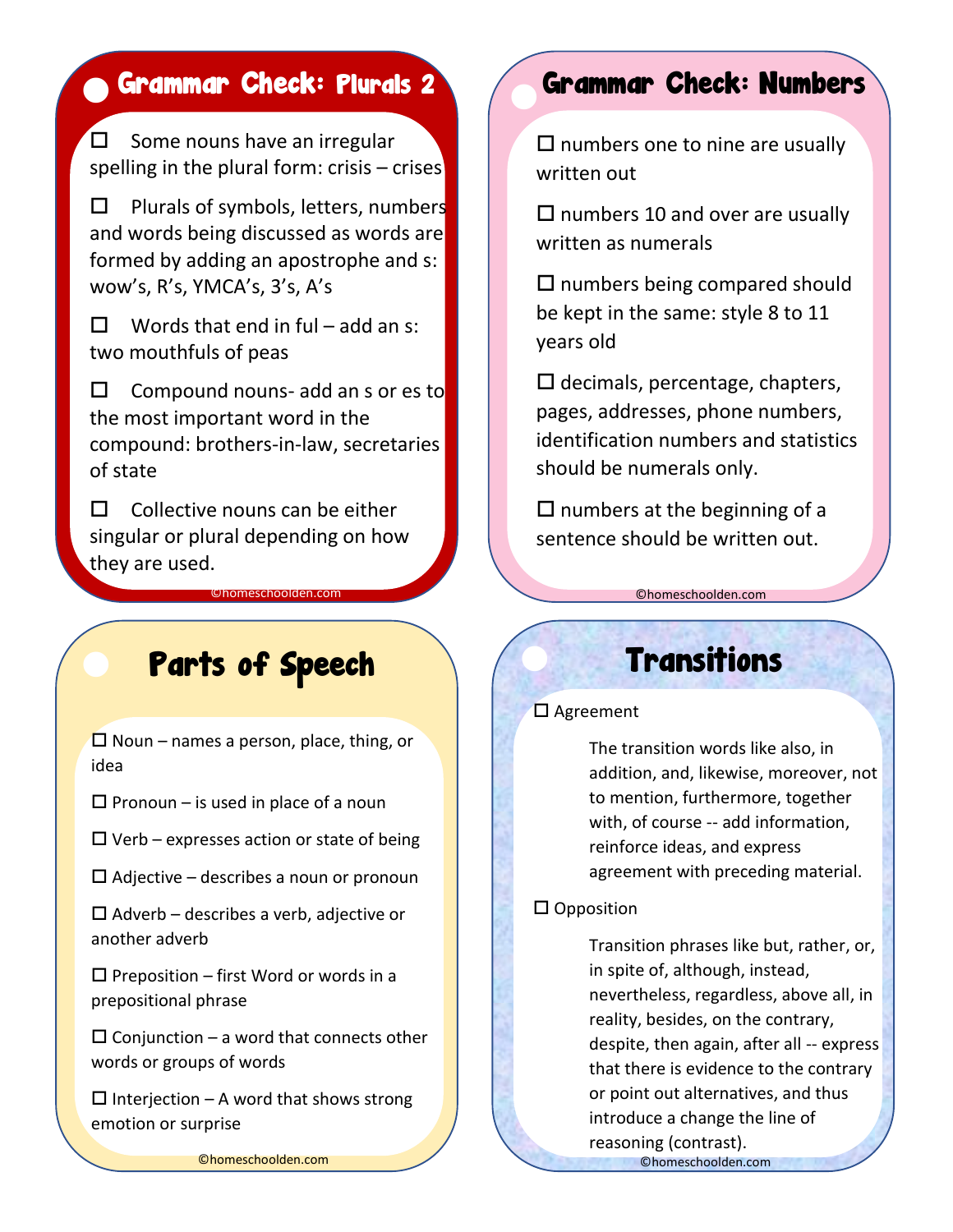## Grammar Check: Plurals 2

☐ Some nouns have an irregular spelling in the plural form: crisis – crises

☐ Plurals of symbols, letters, numbers and words being discussed as words are formed by adding an apostrophe and s: wow's, R's, YMCA's, 3's, A's

☐ Words that end in ful – add an s: two mouthfuls of peas

☐ Compound nouns- add an s or es to the most important word in the compound: brothers-in-law, secretaries of state

☐ Collective nouns can be either singular or plural depending on how they are used.

©homeschoolden.com

## Grammar Check: Numbers

☐ numbers one to nine are usually written out

☐ numbers 10 and over are usually written as numerals

☐ numbers being compared should be kept in the same: style 8 to 11 years old

☐ decimals, percentage, chapters, pages, addresses, phone numbers, identification numbers and statistics should be numerals only.

☐ numbers at the beginning of a sentence should be written out.

©homeschoolden.com

## Parts of Speech

☐ Noun – names a person, place, thing, or idea

☐ Pronoun – is used in place of a noun

☐ Verb – expresses action or state of being

☐ Adjective – describes a noun or pronoun

☐ Adverb – describes a verb, adjective or another adverb

☐ Preposition – first Word or words in a prepositional phrase

☐ Conjunction – a word that connects other words or groups of words

☐ Interjection – A word that shows strong emotion or surprise

©homeschoolden.com

## Transitions

☐ Agreement

The transition words like also, in addition, and, likewise, moreover, not to mention, furthermore, together with, of course -- add information, reinforce ideas, and express agreement with preceding material.

☐ Opposition

Transition phrases like but, rather, or, in spite of, although, instead, nevertheless, regardless, above all, in reality, besides, on the contrary, despite, then again, after all -- express that there is evidence to the contrary or point out alternatives, and thus introduce a change the line of reasoning (contrast).

©homeschoolden.com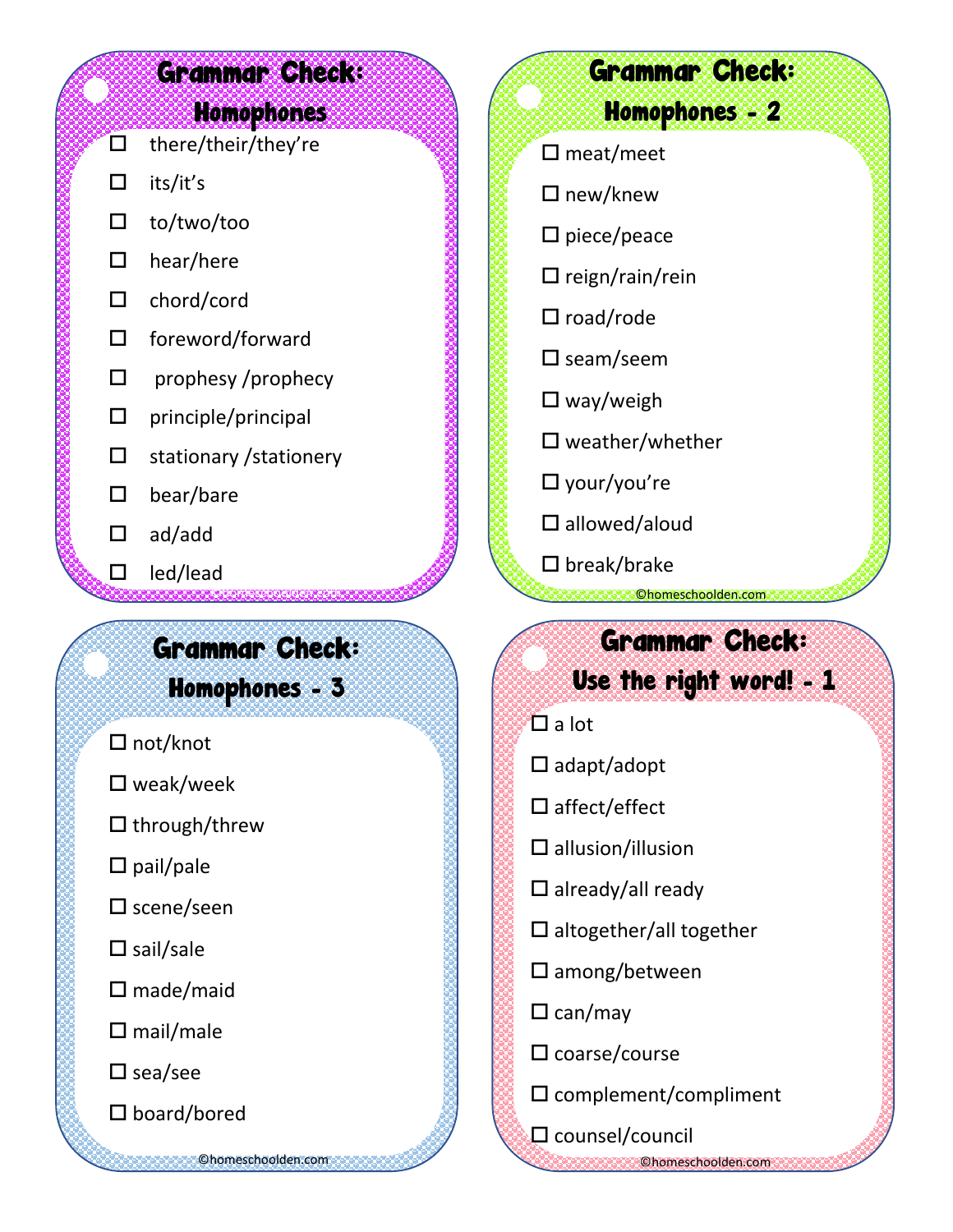## Grammar Check: Homophones

- [ ] there/their/they're
- [ ] its/it's
- [ ] to/two/too
- [ ] hear/here
- [ ] chord/cord
- [ ] foreword/forward
- [ ] prophesy /prophecy
- [ ] principle/principal
- [ ] stationary /stationery
- [ ] bear/bare
- [ ] ad/add
- [ ] led/lead

©homeschoolden.com

## Grammar Check: Homophones - 2

- [ ] meat/meet
- [ ] new/knew
- [ ] piece/peace
- [ ] reign/rain/rein
- [ ] road/rode
- [ ] seam/seem
- [ ] way/weigh
- [ ] weather/whether
- [ ] your/you're
- [ ] allowed/aloud
- [ ] break/brake

©homeschoolden.com

## Grammar Check: Homophones - 3

- [ ] not/knot
- [ ] weak/week
- [ ] through/threw
- [ ] pail/pale
- [ ] scene/seen
- [ ] sail/sale
- [ ] made/maid
- [ ] mail/male
- [ ] sea/see
- [ ] board/bored

©homeschoolden.com

## Grammar Check: Use the right word! - 1

- [ ] a lot
- [ ] adapt/adopt
- [ ] affect/effect
- [ ] allusion/illusion
- [ ] already/all ready
- [ ] altogether/all together
- [ ] among/between
- [ ] can/may
- [ ] coarse/course
- [ ] complement/compliment
- [ ] counsel/council

©homeschoolden.com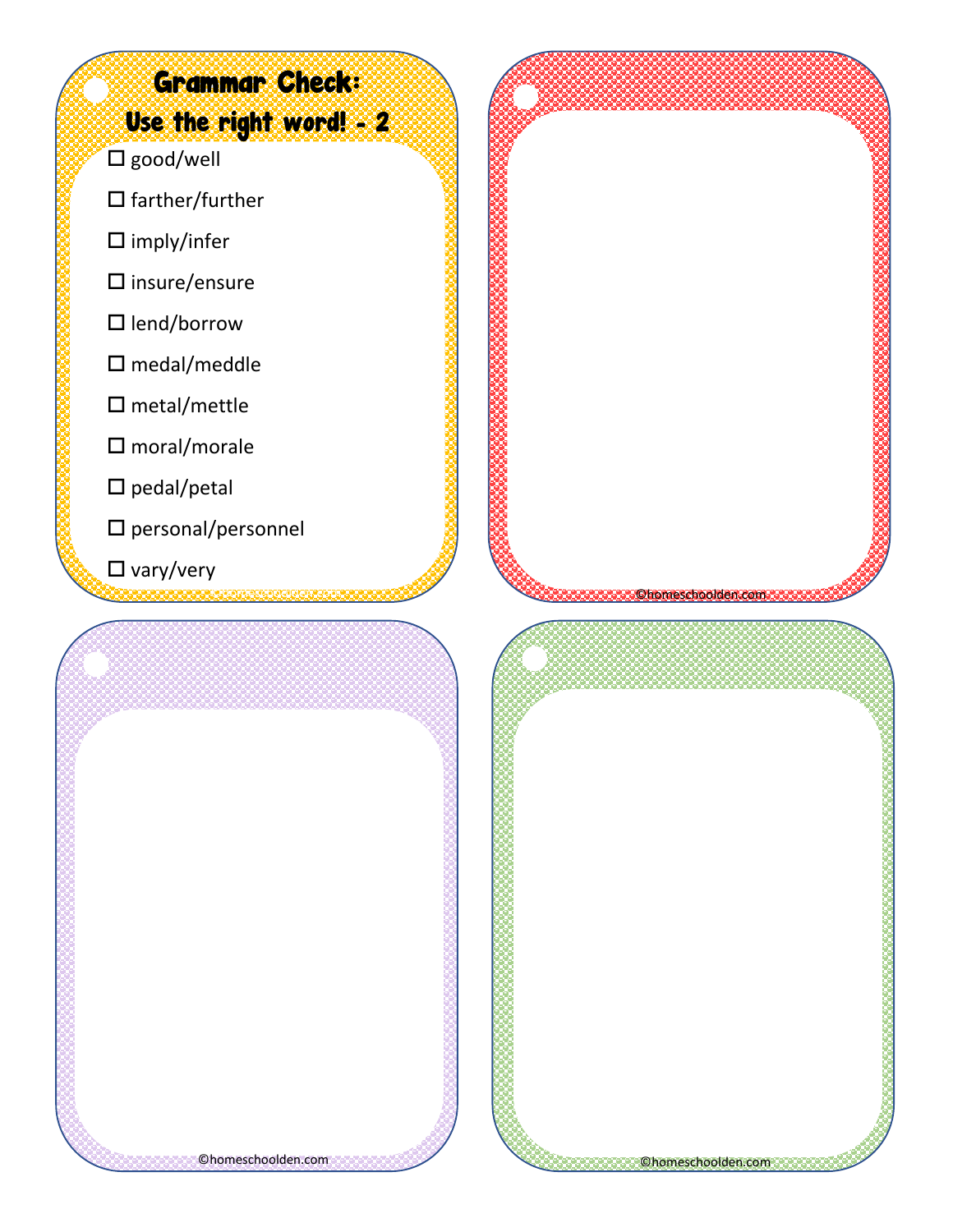# Grammar Check: Use the right word! - 2

- ☐ good/well
- ☐ farther/further
- ☐ imply/infer
- ☐ insure/ensure
- ☐ lend/borrow
- ☐ medal/meddle
- ☐ metal/mettle
- ☐ moral/morale
- ☐ pedal/petal
- ☐ personal/personnel
- ☐ vary/very

©homeschoolden.com

©homeschoolden.com

©homeschoolden.com

©homeschoolden.com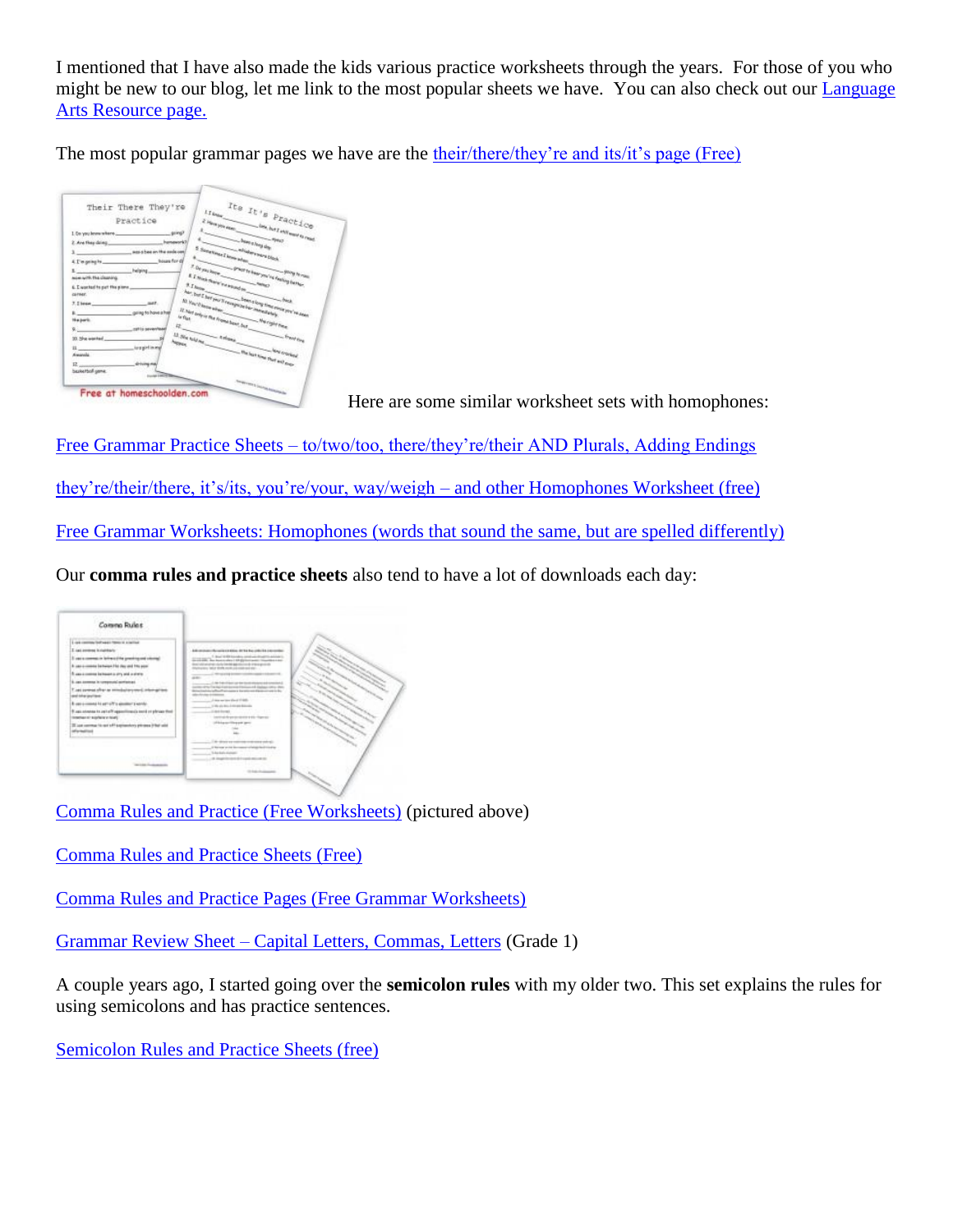I mentioned that I have also made the kids various practice worksheets through the years. For those of you who might be new to our blog, let me link to the most popular sheets we have. You can also check out our Language Arts Resource page.

The most popular grammar pages we have are the their/there/they're and its/it's page (Free)

Here are some similar worksheet sets with homophones:

Free Grammar Practice Sheets – to/two/too, there/they're/their AND Plurals, Adding Endings

they're/their/there, it's/its, you're/your, way/weigh – and other Homophones Worksheet (free)

Free Grammar Worksheets: Homophones (words that sound the same, but are spelled differently)

Our **comma rules and practice sheets** also tend to have a lot of downloads each day:

Comma Rules and Practice (Free Worksheets) (pictured above)

Comma Rules and Practice Sheets (Free)

Comma Rules and Practice Pages (Free Grammar Worksheets)

Grammar Review Sheet – Capital Letters, Commas, Letters (Grade 1)

A couple years ago, I started going over the **semicolon rules** with my older two. This set explains the rules for using semicolons and has practice sentences.

Semicolon Rules and Practice Sheets (free)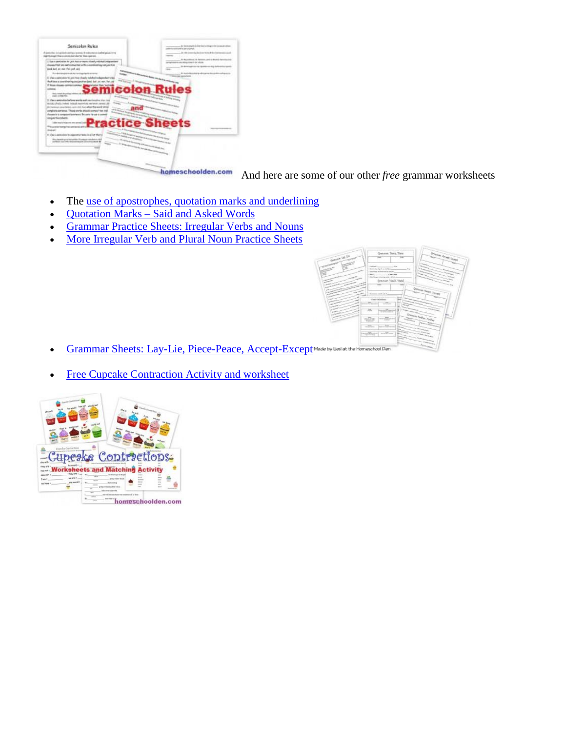And here are some of our other *free* grammar worksheets

- The use of apostrophes, quotation marks and underlining
- Quotation Marks – Said and Asked Words
- Grammar Practice Sheets: Irregular Verbs and Nouns
- More Irregular Verb and Plural Noun Practice Sheets
- Grammar Sheets: Lay-Lie, Piece-Peace, Accept-Except
- Free Cupcake Contraction Activity and worksheet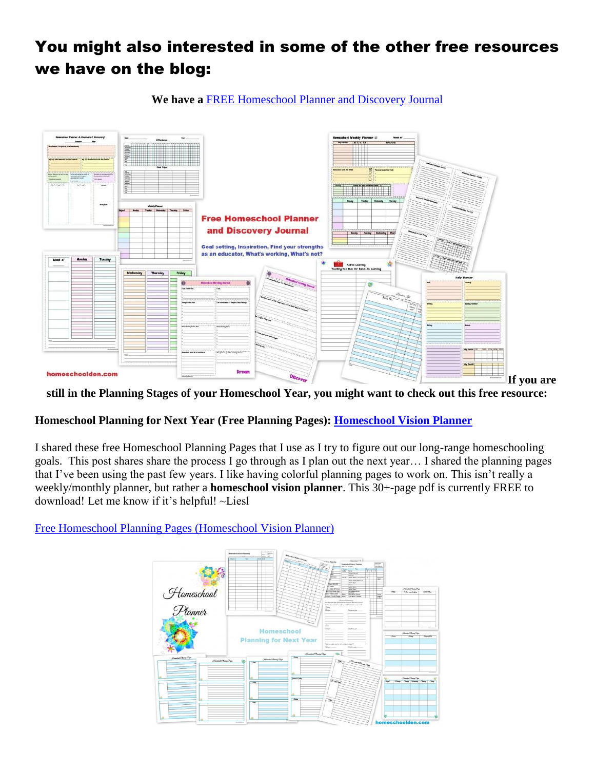# You might also interested in some of the other free resources we have on the blog:

**We have a** [FREE Homeschool Planner and Discovery Journal]()

**If you are still in the Planning Stages of your Homeschool Year, you might want to check out this free resource:**

**Homeschool Planning for Next Year (Free Planning Pages): [Homeschool Vision Planner]()**

I shared these free Homeschool Planning Pages that I use as I try to figure out our long-range homeschooling goals. This post shares share the process I go through as I plan out the next year… I shared the planning pages that I've been using the past few years. I like having colorful planning pages to work on. This isn't really a weekly/monthly planner, but rather a **homeschool vision planner**. This 30+-page pdf is currently FREE to download! Let me know if it's helpful! ~Liesl

[Free Homeschool Planning Pages (Homeschool Vision Planner)]()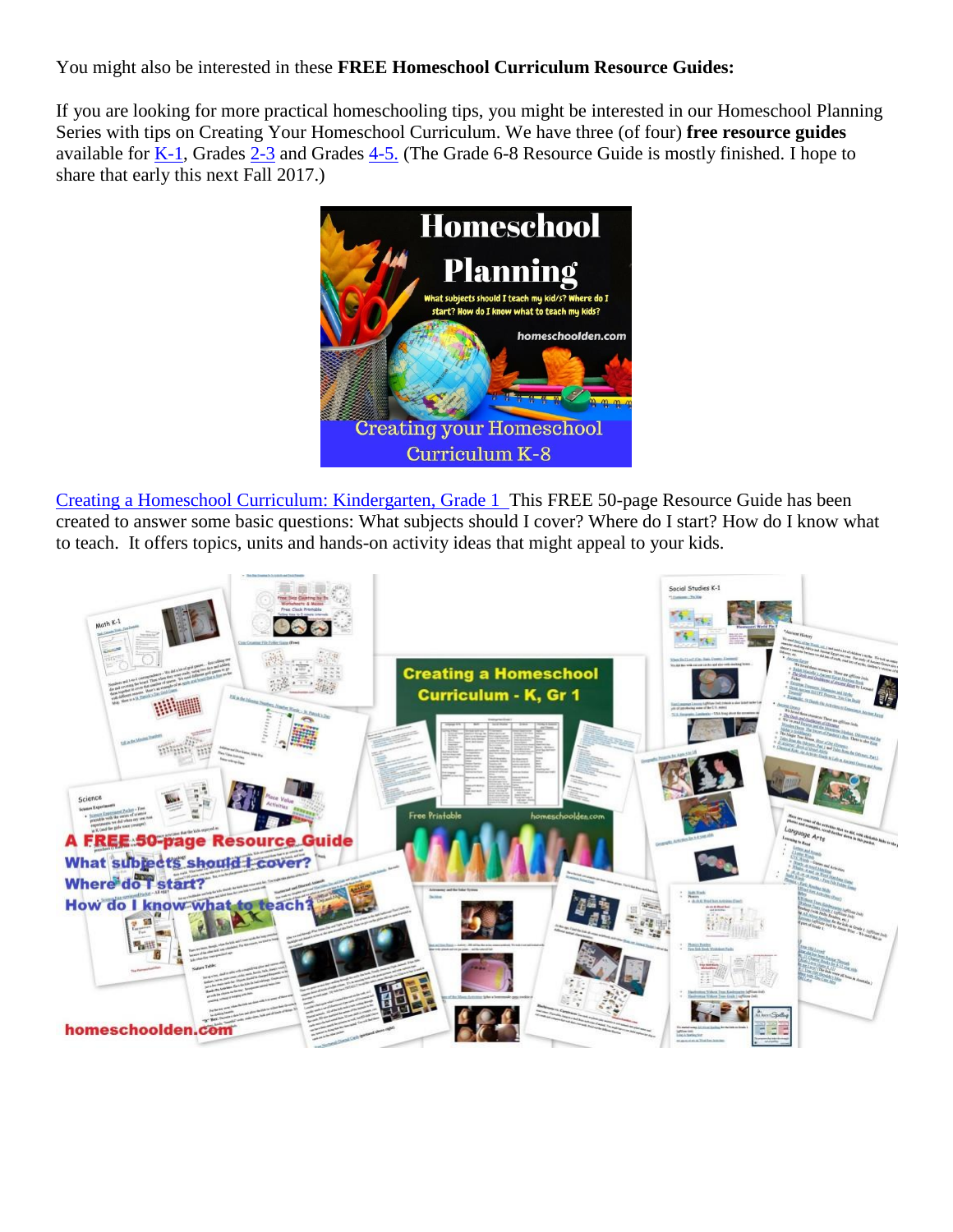You might also be interested in these **FREE Homeschool Curriculum Resource Guides:**

If you are looking for more practical homeschooling tips, you might be interested in our Homeschool Planning Series with tips on Creating Your Homeschool Curriculum. We have three (of four) **free resource guides** available for K-1, Grades 2-3 and Grades 4-5. (The Grade 6-8 Resource Guide is mostly finished. I hope to share that early this next Fall 2017.)

Creating a Homeschool Curriculum: Kindergarten, Grade 1 This FREE 50-page Resource Guide has been created to answer some basic questions: What subjects should I cover? Where do I start? How do I know what to teach. It offers topics, units and hands-on activity ideas that might appeal to your kids.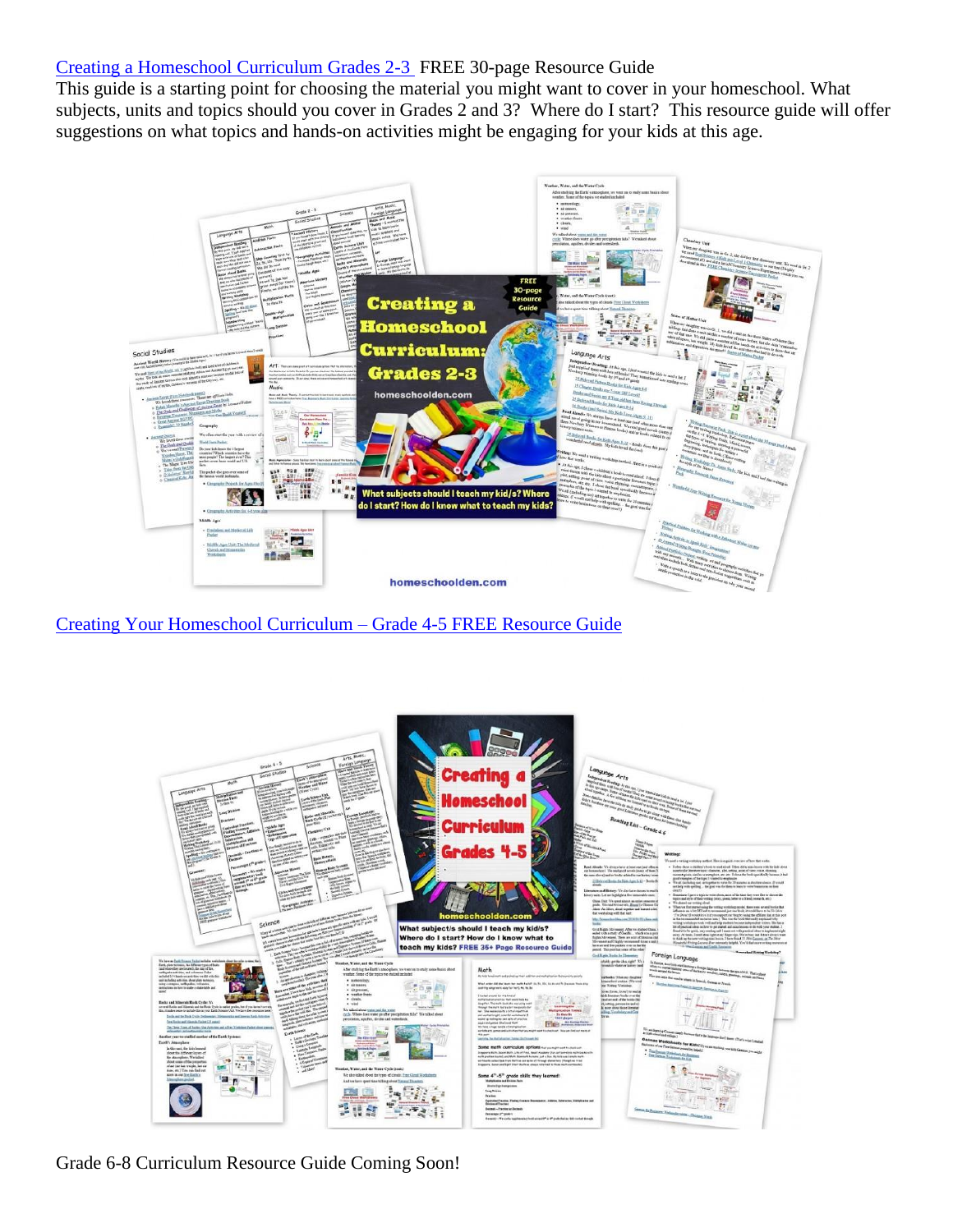[Creating a Homeschool Curriculum Grades 2-3](#) FREE 30-page Resource Guide

This guide is a starting point for choosing the material you might want to cover in your homeschool. What subjects, units and topics should you cover in Grades 2 and 3? Where do I start? This resource guide will offer suggestions on what topics and hands-on activities might be engaging for your kids at this age.

[Creating Your Homeschool Curriculum – Grade 4-5 FREE Resource Guide](#)

Grade 6-8 Curriculum Resource Guide Coming Soon!